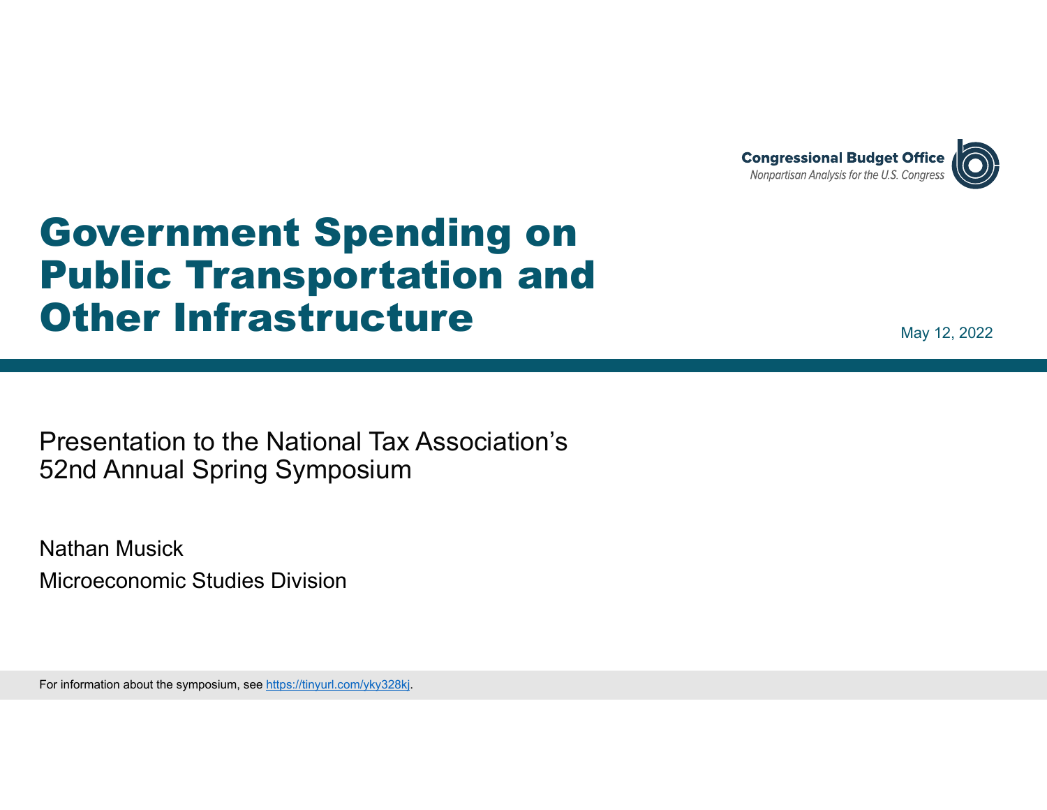Congressional Budget Office
*Nonpartisan Analysis for the U.S. Congress*

# Government Spending on Public Transportation and Other Infrastructure

May 12, 2022

Presentation to the National Tax Association's 52nd Annual Spring Symposium

Nathan Musick

Microeconomic Studies Division

For information about the symposium, see https://tinyurl.com/yky328kj.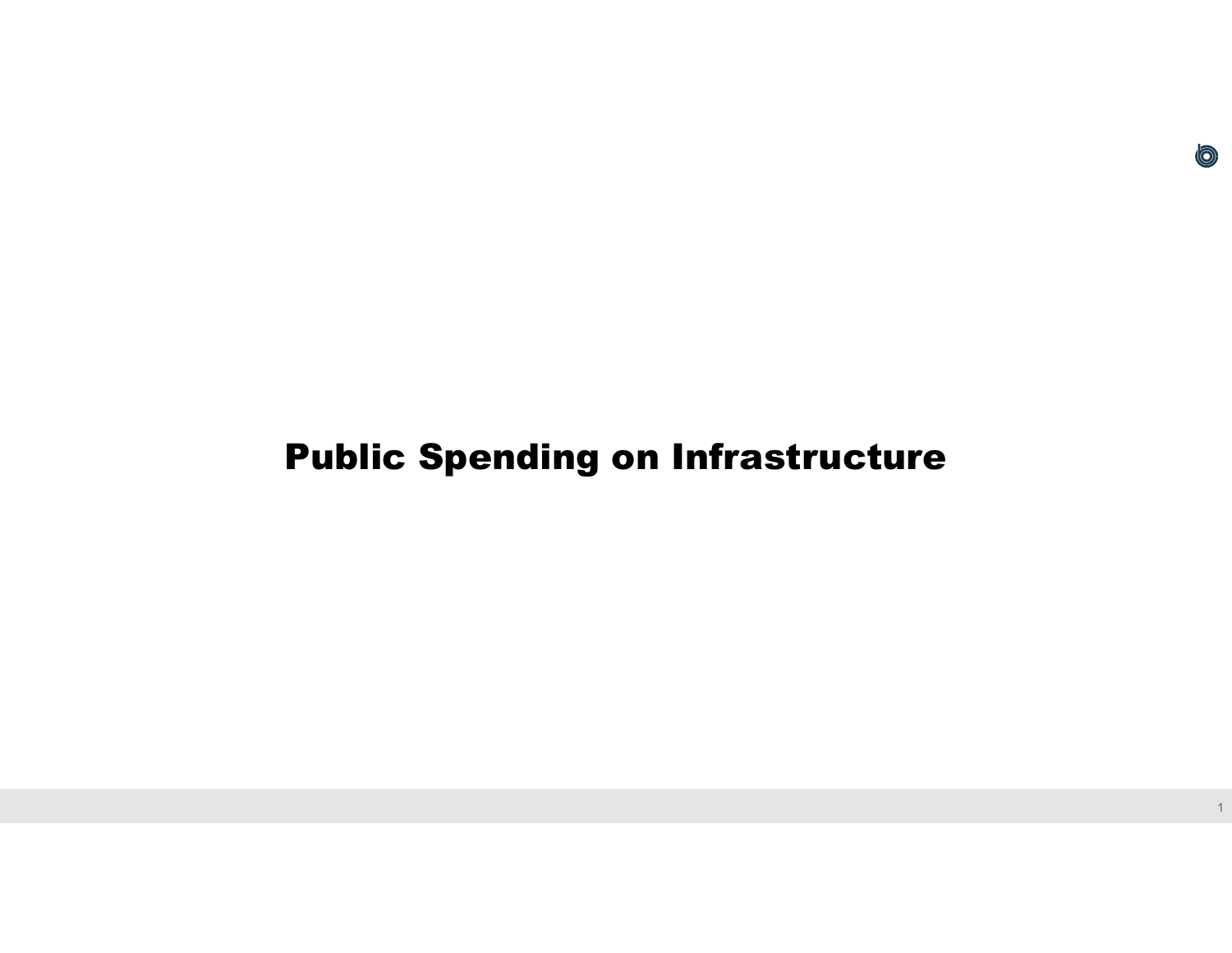# Public Spending on Infrastructure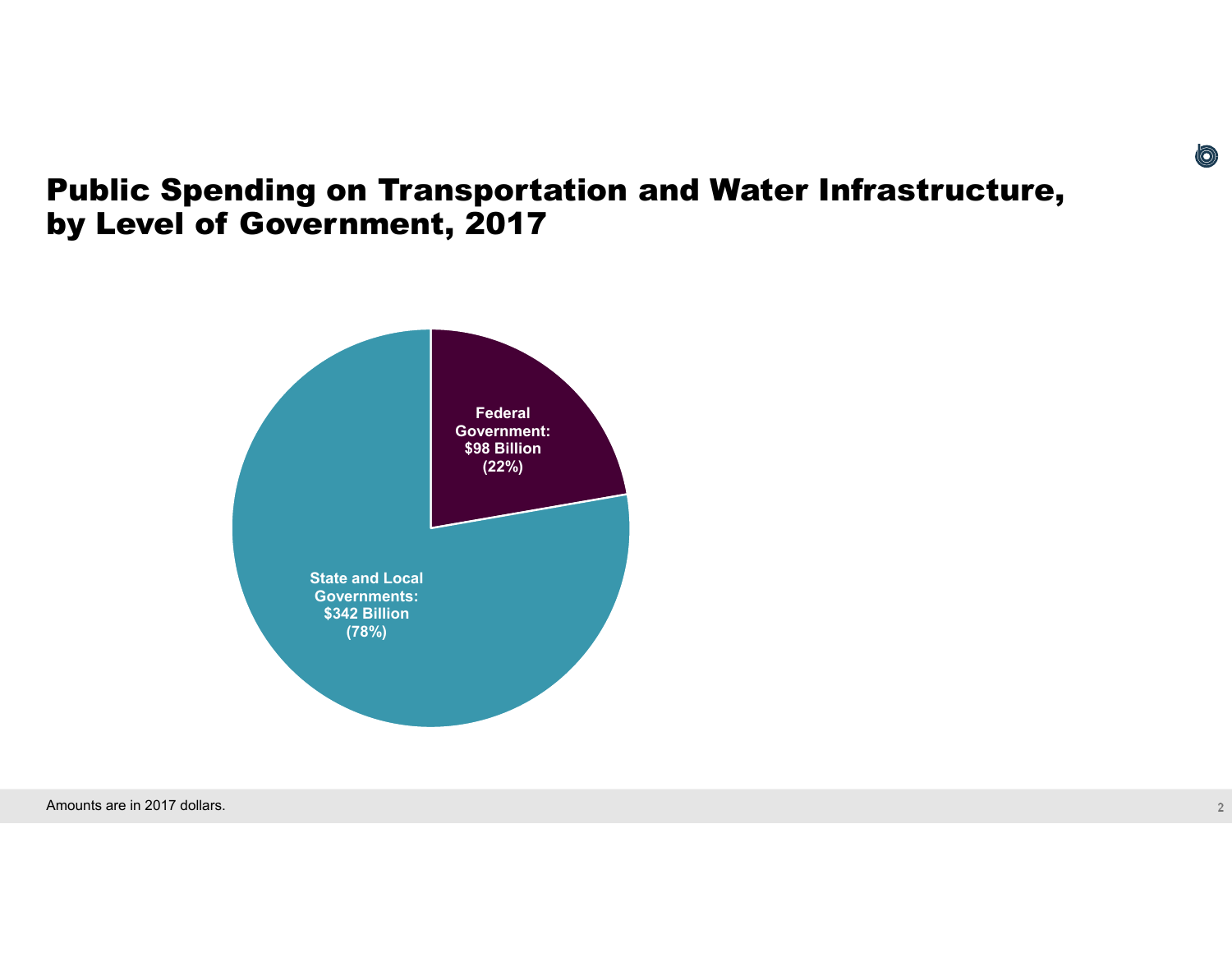# Public Spending on Transportation and Water Infrastructure, by Level of Government, 2017

**Federal Government: $98 Billion (22%)**

**State and Local Governments: $342 Billion (78%)**

Amounts are in 2017 dollars.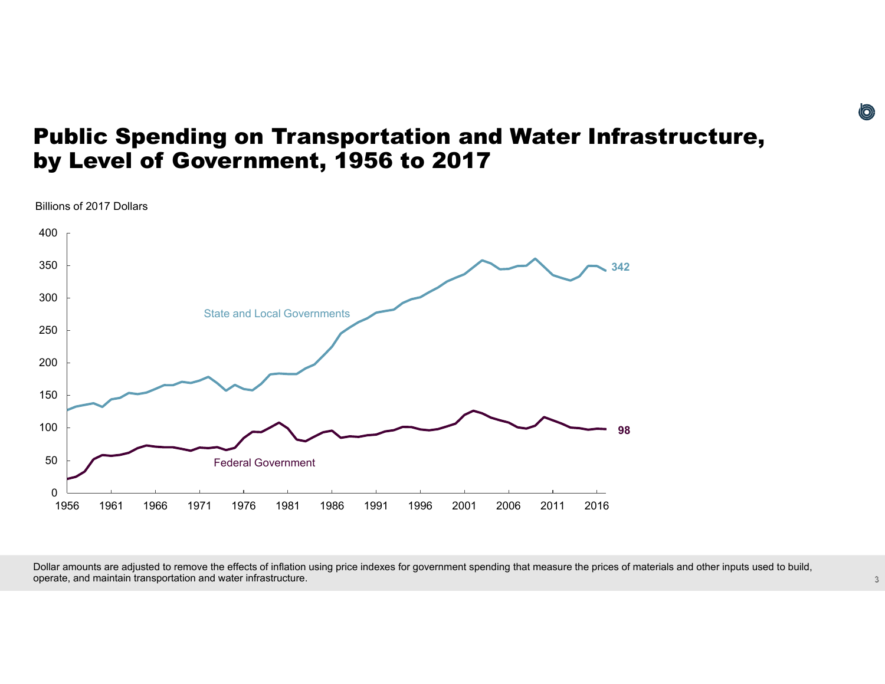# Public Spending on Transportation and Water Infrastructure, by Level of Government, 1956 to 2017

Billions of 2017 Dollars

State and Local Governments: 342

Federal Government: 98

Dollar amounts are adjusted to remove the effects of inflation using price indexes for government spending that measure the prices of materials and other inputs used to build, operate, and maintain transportation and water infrastructure.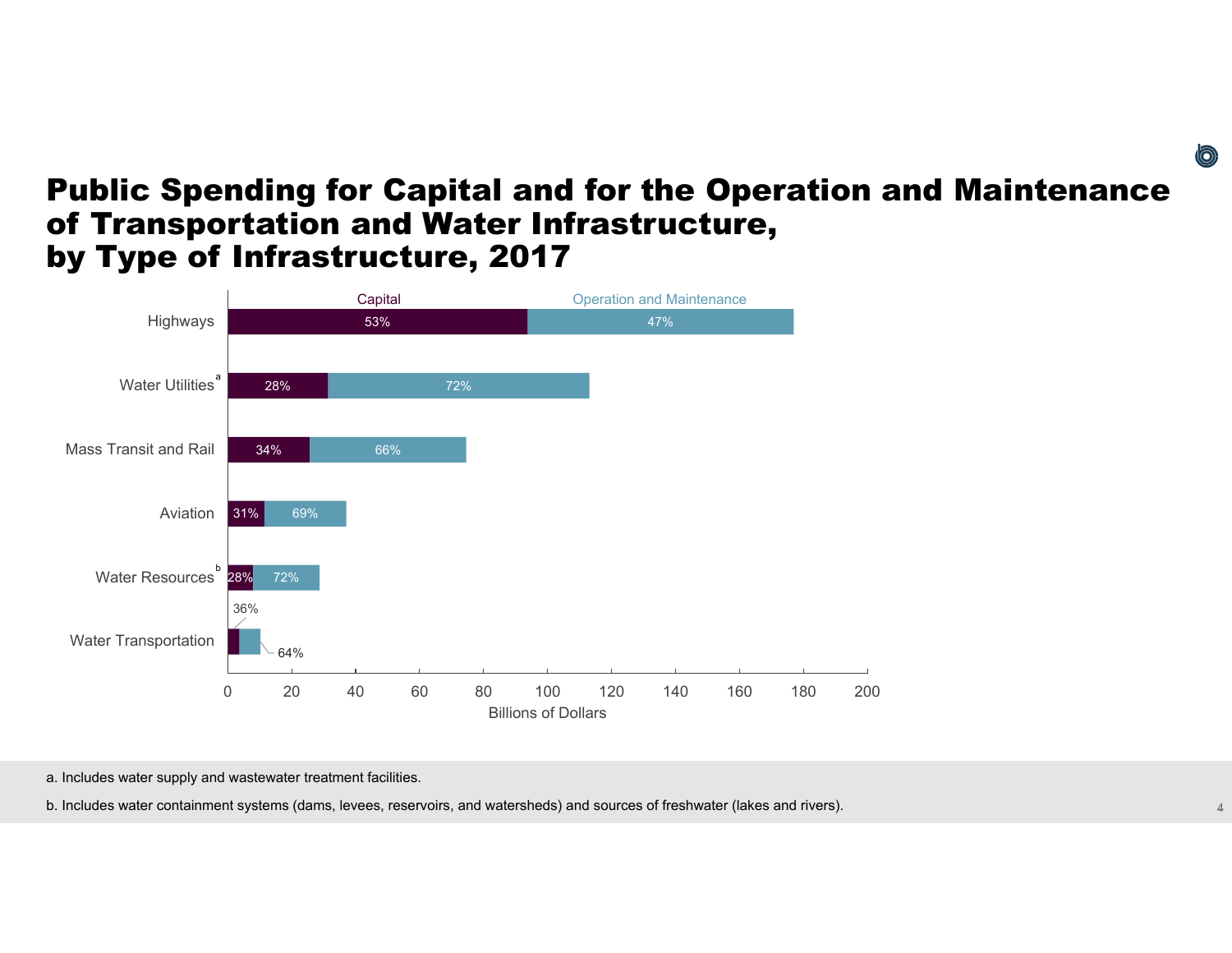# Public Spending for Capital and for the Operation and Maintenance of Transportation and Water Infrastructure, by Type of Infrastructure, 2017

| | Capital | Operation and Maintenance |
|---|---|---|
| Highways | 53% | 47% |
| Water Utilities[a] | 28% | 72% |
| Mass Transit and Rail | 34% | 66% |
| Aviation | 31% | 69% |
| Water Resources[b] | 28% | 72% |
| Water Transportation | 36% | 64% |

Billions of Dollars

a. Includes water supply and wastewater treatment facilities.

b. Includes water containment systems (dams, levees, reservoirs, and watersheds) and sources of freshwater (lakes and rivers).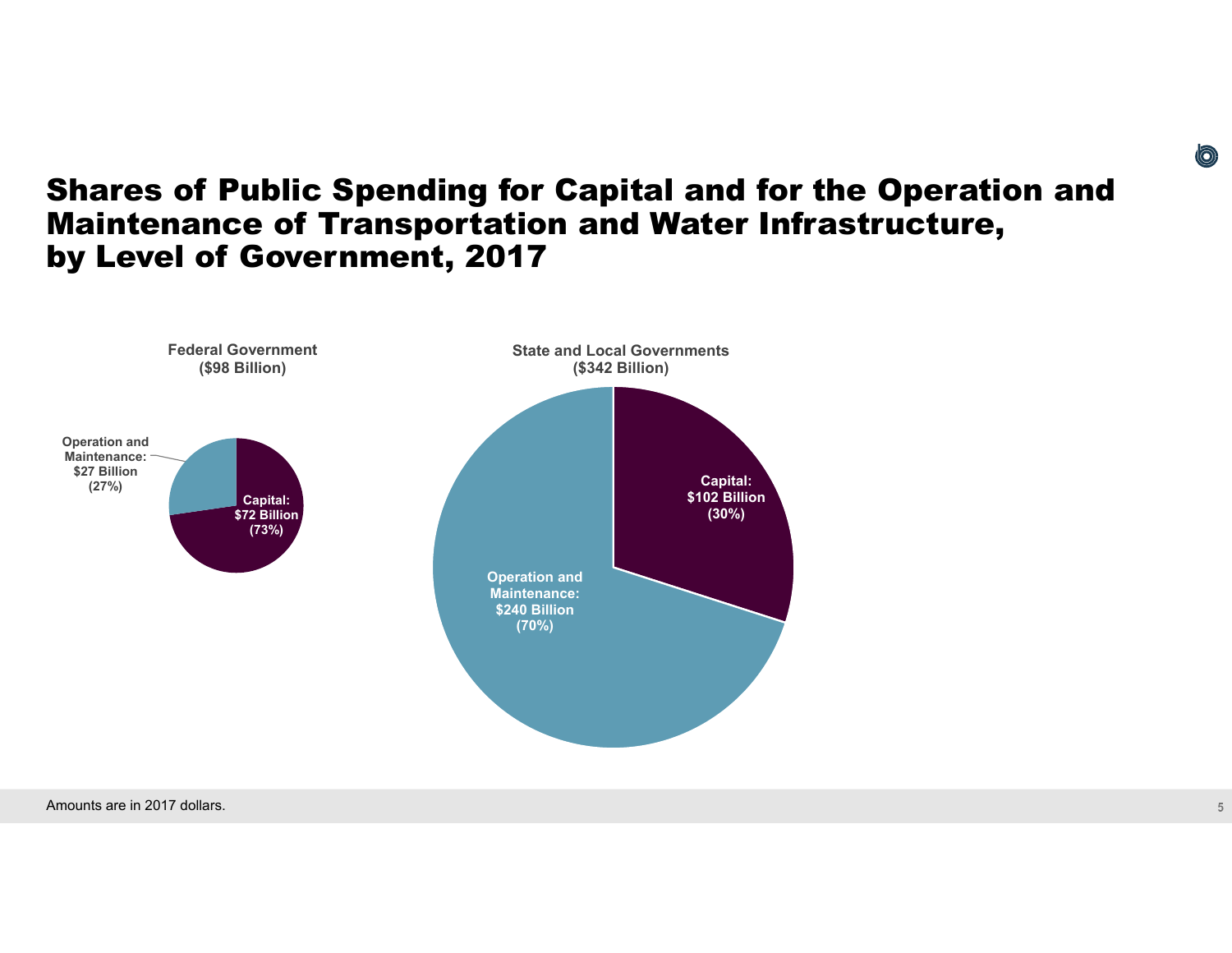# Shares of Public Spending for Capital and for the Operation and Maintenance of Transportation and Water Infrastructure, by Level of Government, 2017

**Federal Government**
**($98 Billion)**

Operation and Maintenance: $27 Billion (27%)

Capital: $72 Billion (73%)

**State and Local Governments**
**($342 Billion)**

Capital: $102 Billion (30%)

Operation and Maintenance: $240 Billion (70%)

Amounts are in 2017 dollars.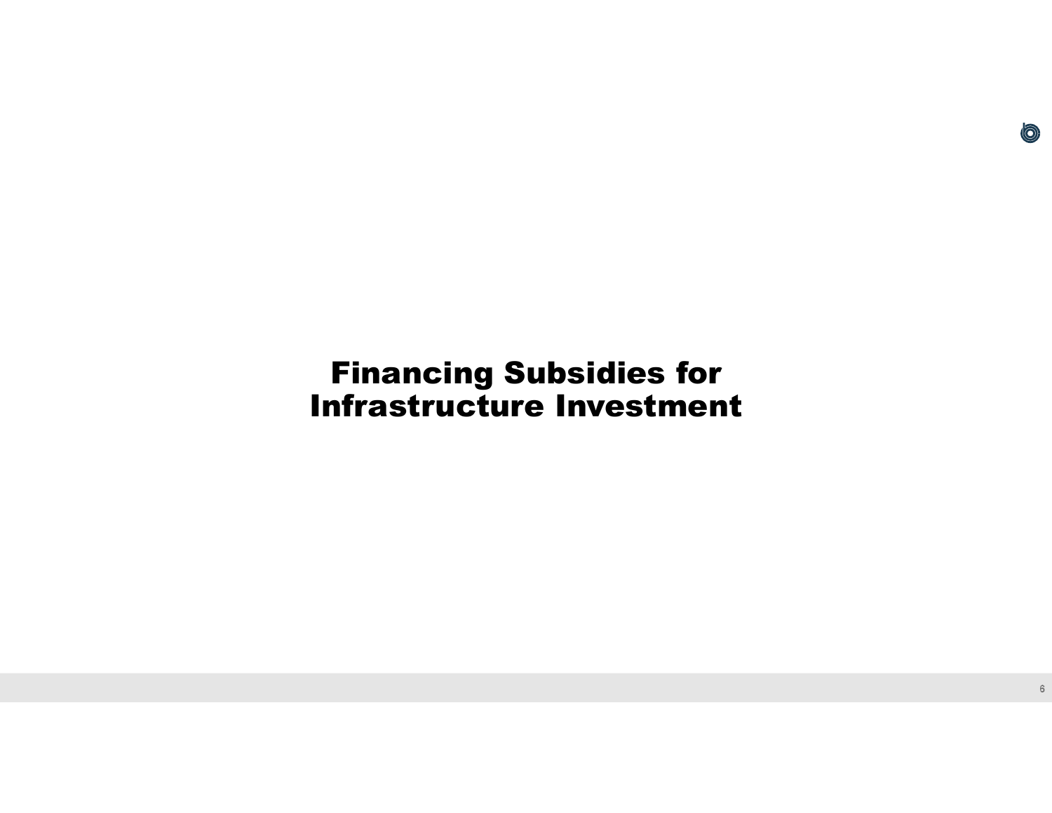# Financing Subsidies for Infrastructure Investment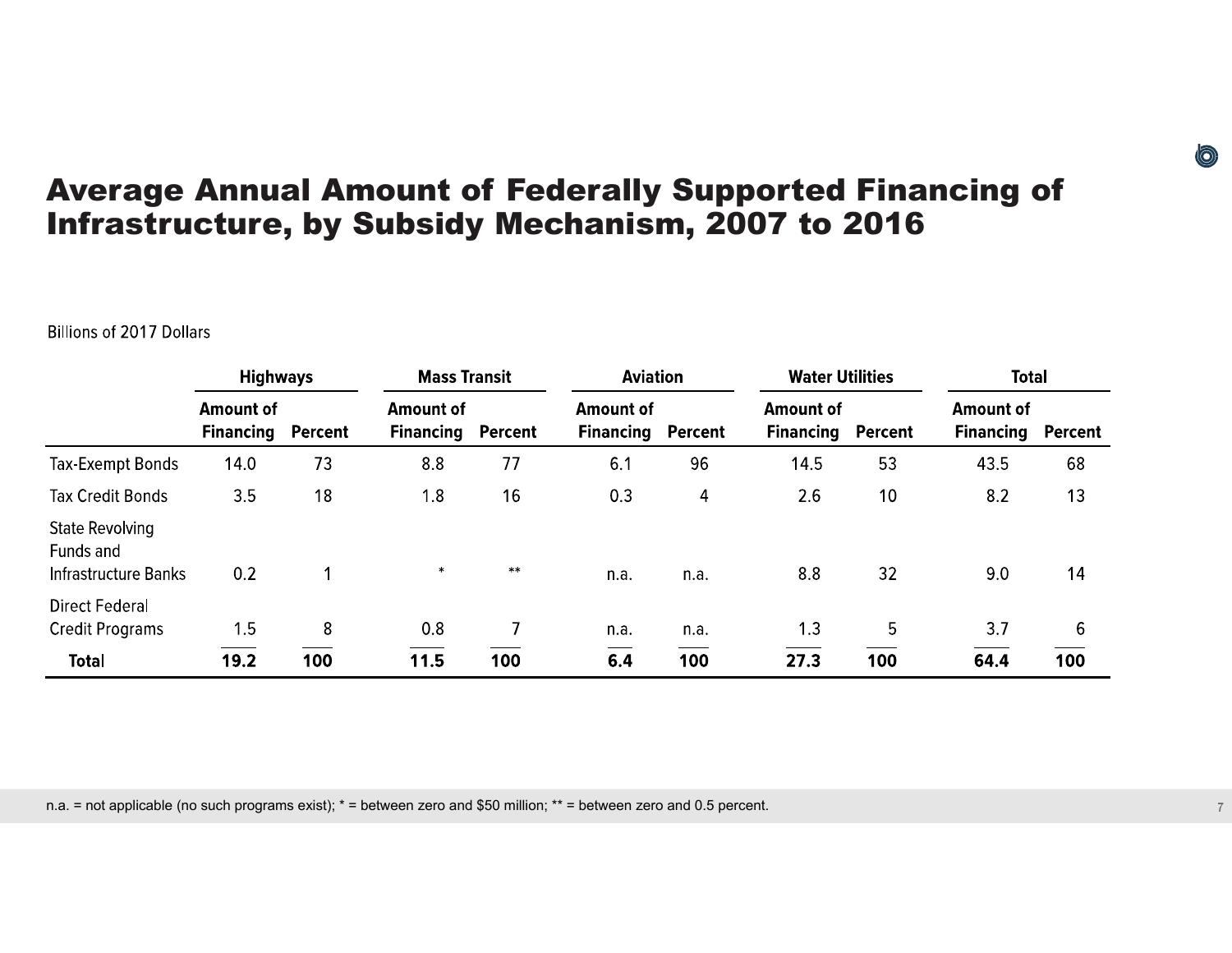# Average Annual Amount of Federally Supported Financing of Infrastructure, by Subsidy Mechanism, 2007 to 2016

Billions of 2017 Dollars

| | Highways | | Mass Transit | | Aviation | | Water Utilities | | Total | |
|---|---|---|---|---|---|---|---|---|---|---|
| | Amount of Financing | Percent | Amount of Financing | Percent | Amount of Financing | Percent | Amount of Financing | Percent | Amount of Financing | Percent |
| Tax-Exempt Bonds | 14.0 | 73 | 8.8 | 77 | 6.1 | 96 | 14.5 | 53 | 43.5 | 68 |
| Tax Credit Bonds | 3.5 | 18 | 1.8 | 16 | 0.3 | 4 | 2.6 | 10 | 8.2 | 13 |
| State Revolving Funds and Infrastructure Banks | 0.2 | 1 | * | ** | n.a. | n.a. | 8.8 | 32 | 9.0 | 14 |
| Direct Federal Credit Programs | 1.5 | 8 | 0.8 | 7 | n.a. | n.a. | 1.3 | 5 | 3.7 | 6 |
| **Total** | **19.2** | **100** | **11.5** | **100** | **6.4** | **100** | **27.3** | **100** | **64.4** | **100** |

n.a. = not applicable (no such programs exist); * = between zero and $50 million; ** = between zero and 0.5 percent.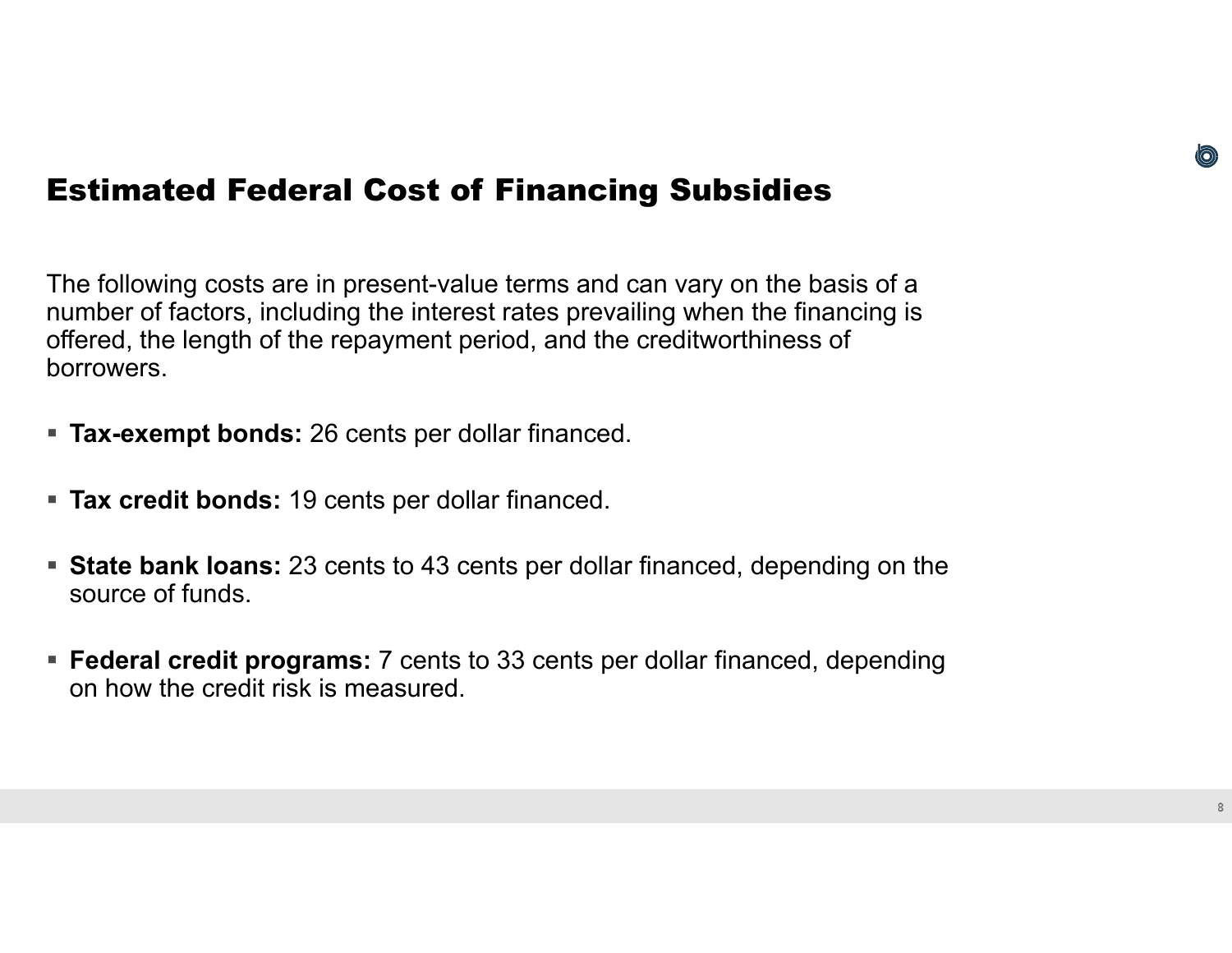# Estimated Federal Cost of Financing Subsidies

The following costs are in present-value terms and can vary on the basis of a number of factors, including the interest rates prevailing when the financing is offered, the length of the repayment period, and the creditworthiness of borrowers.

- **Tax-exempt bonds:** 26 cents per dollar financed.
- **Tax credit bonds:** 19 cents per dollar financed.
- **State bank loans:** 23 cents to 43 cents per dollar financed, depending on the source of funds.
- **Federal credit programs:** 7 cents to 33 cents per dollar financed, depending on how the credit risk is measured.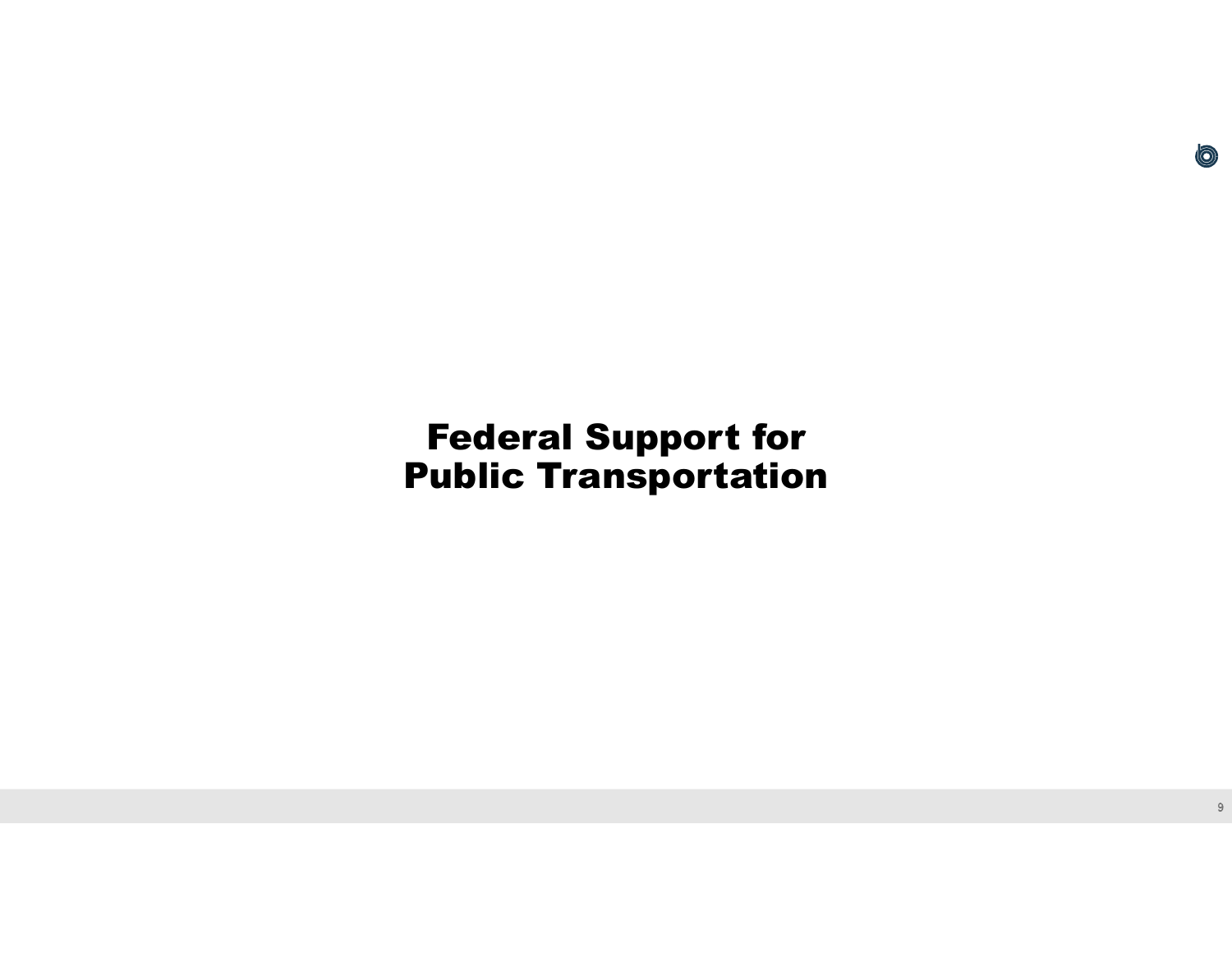# Federal Support for Public Transportation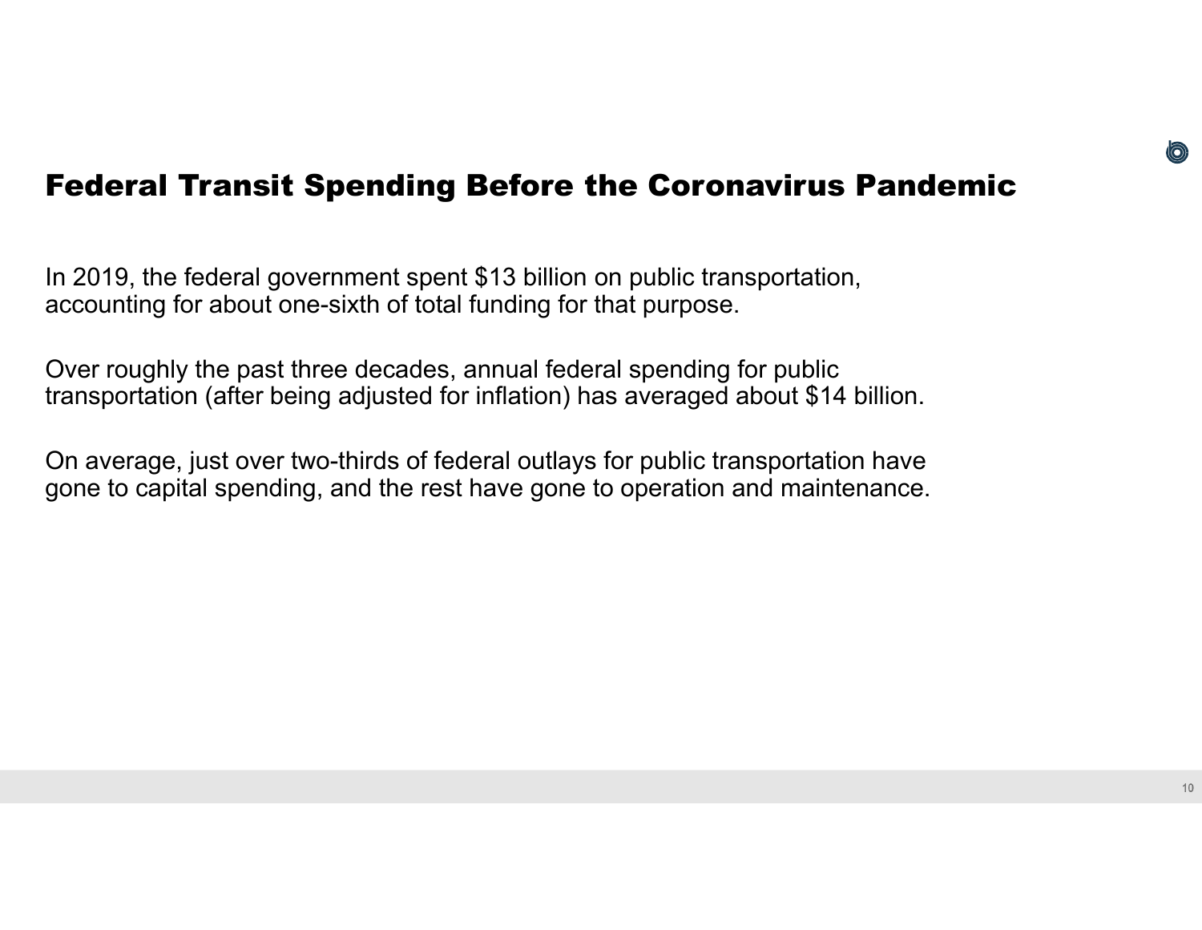# Federal Transit Spending Before the Coronavirus Pandemic

In 2019, the federal government spent $13 billion on public transportation, accounting for about one-sixth of total funding for that purpose.

Over roughly the past three decades, annual federal spending for public transportation (after being adjusted for inflation) has averaged about $14 billion.

On average, just over two-thirds of federal outlays for public transportation have gone to capital spending, and the rest have gone to operation and maintenance.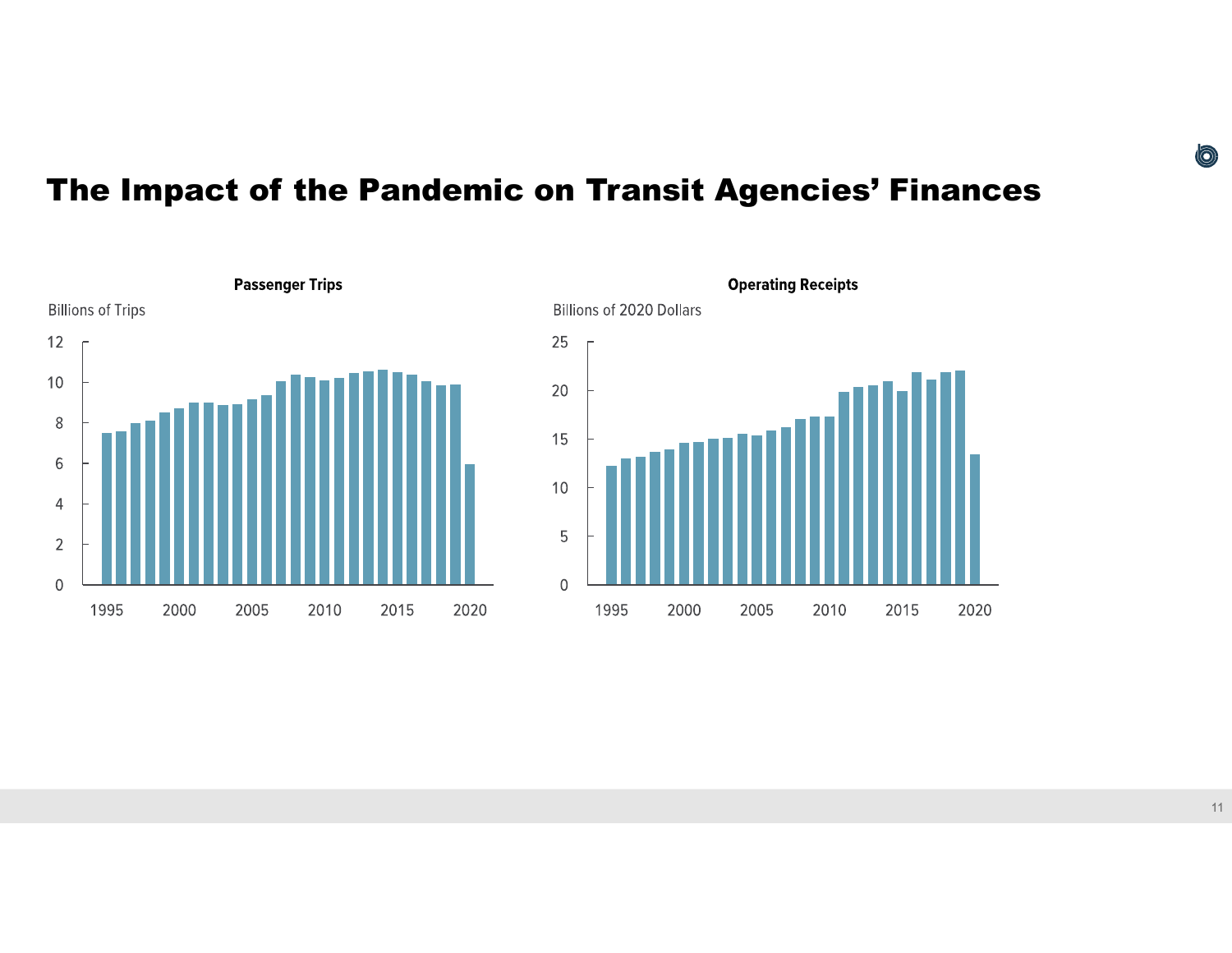# The Impact of the Pandemic on Transit Agencies' Finances

**Passenger Trips**

Billions of Trips

**Operating Receipts**

Billions of 2020 Dollars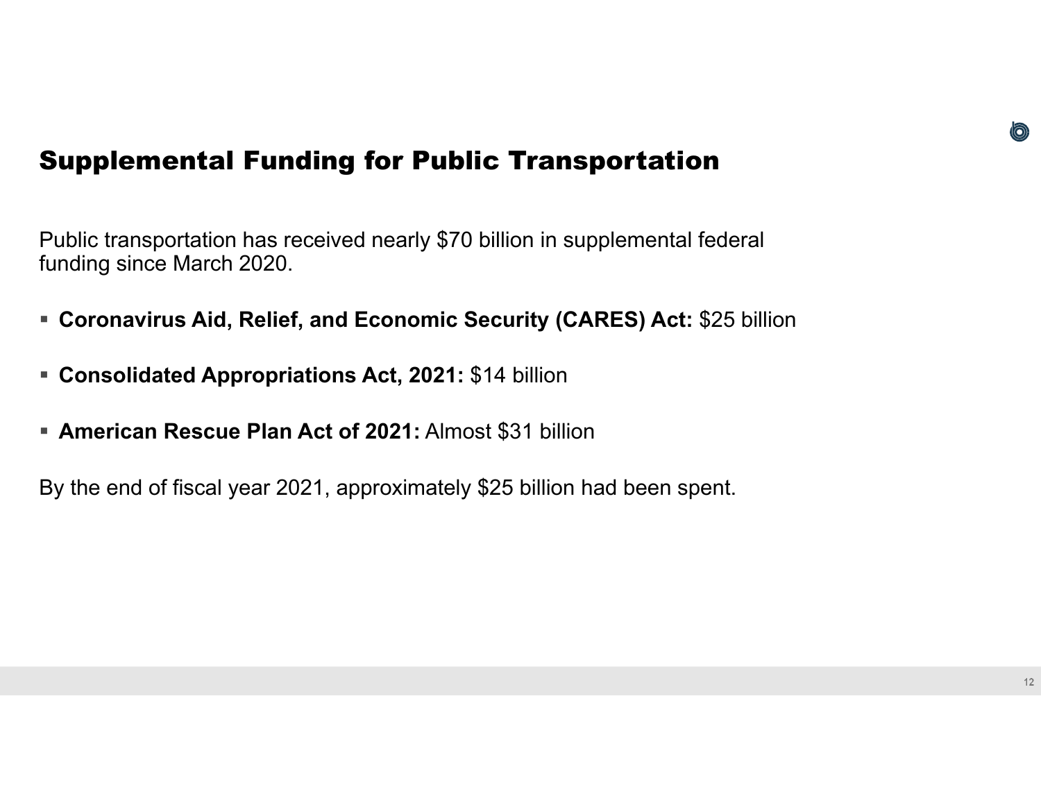## Supplemental Funding for Public Transportation

Public transportation has received nearly $70 billion in supplemental federal funding since March 2020.

- **Coronavirus Aid, Relief, and Economic Security (CARES) Act:** $25 billion
- **Consolidated Appropriations Act, 2021:** $14 billion
- **American Rescue Plan Act of 2021:** Almost $31 billion

By the end of fiscal year 2021, approximately $25 billion had been spent.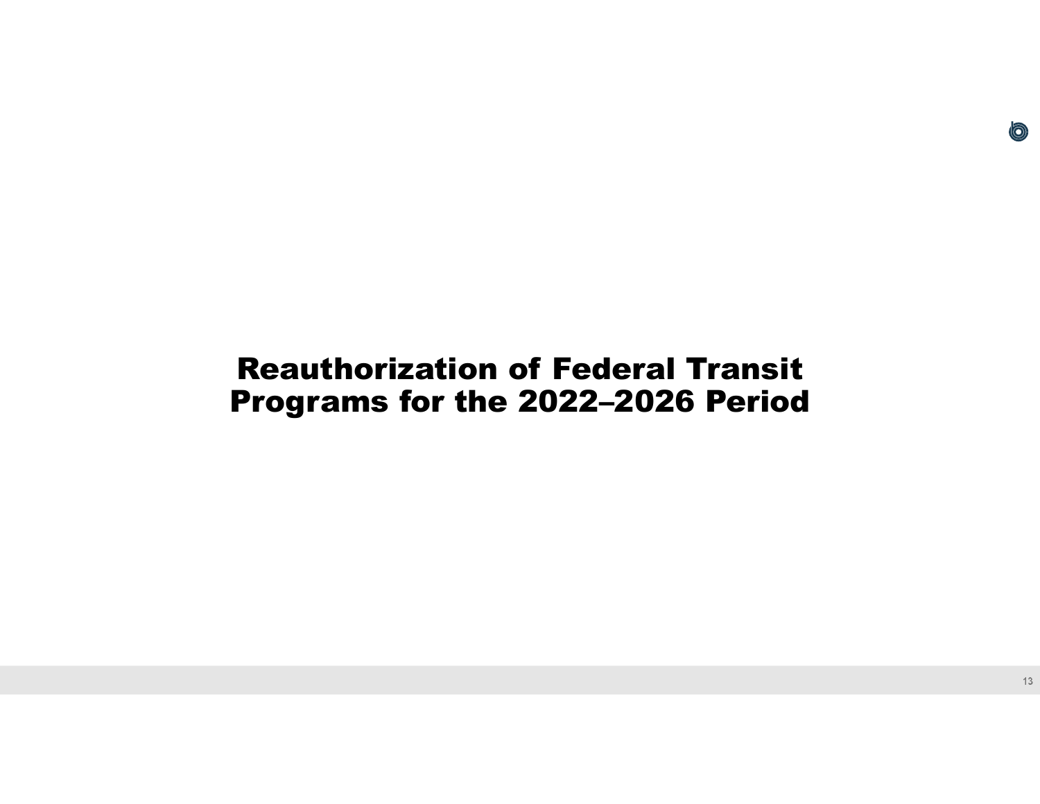# Reauthorization of Federal Transit Programs for the 2022–2026 Period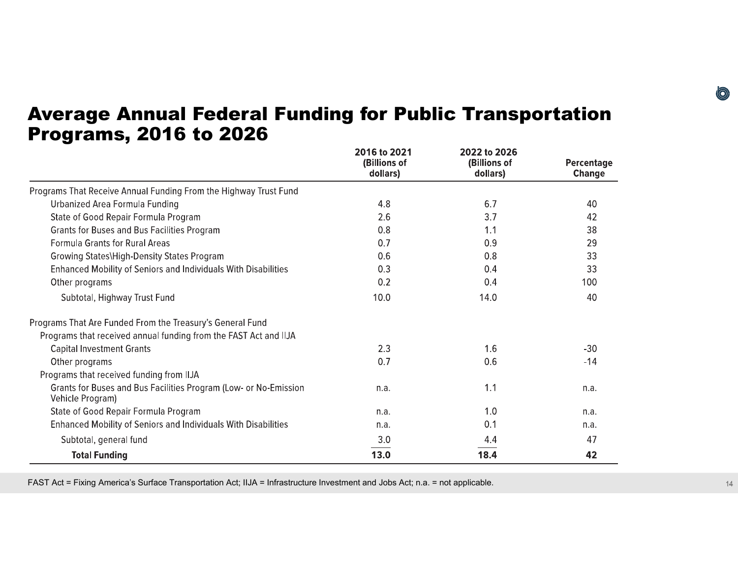# Average Annual Federal Funding for Public Transportation Programs, 2016 to 2026

| | 2016 to 2021 (Billions of dollars) | 2022 to 2026 (Billions of dollars) | Percentage Change |
|---|---|---|---|
| Programs That Receive Annual Funding From the Highway Trust Fund | | | |
| Urbanized Area Formula Funding | 4.8 | 6.7 | 40 |
| State of Good Repair Formula Program | 2.6 | 3.7 | 42 |
| Grants for Buses and Bus Facilities Program | 0.8 | 1.1 | 38 |
| Formula Grants for Rural Areas | 0.7 | 0.9 | 29 |
| Growing States\High-Density States Program | 0.6 | 0.8 | 33 |
| Enhanced Mobility of Seniors and Individuals With Disabilities | 0.3 | 0.4 | 33 |
| Other programs | 0.2 | 0.4 | 100 |
| Subtotal, Highway Trust Fund | 10.0 | 14.0 | 40 |
| Programs That Are Funded From the Treasury's General Fund | | | |
| Programs that received annual funding from the FAST Act and IIJA | | | |
| Capital Investment Grants | 2.3 | 1.6 | -30 |
| Other programs | 0.7 | 0.6 | -14 |
| Programs that received funding from IIJA | | | |
| Grants for Buses and Bus Facilities Program (Low- or No-Emission Vehicle Program) | n.a. | 1.1 | n.a. |
| State of Good Repair Formula Program | n.a. | 1.0 | n.a. |
| Enhanced Mobility of Seniors and Individuals With Disabilities | n.a. | 0.1 | n.a. |
| Subtotal, general fund | 3.0 | 4.4 | 47 |
| **Total Funding** | **13.0** | **18.4** | **42** |

FAST Act = Fixing America's Surface Transportation Act; IIJA = Infrastructure Investment and Jobs Act; n.a. = not applicable.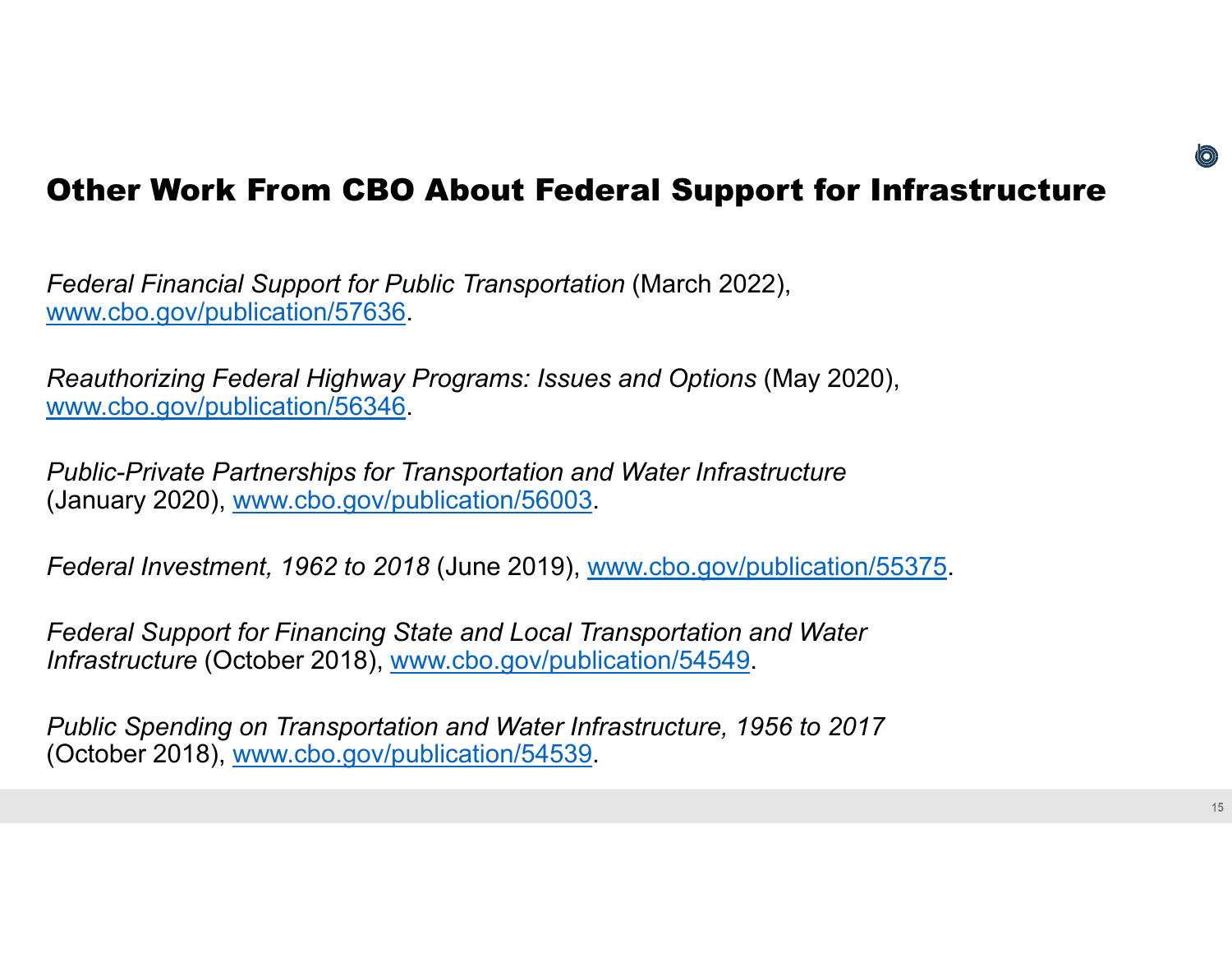# Other Work From CBO About Federal Support for Infrastructure

*Federal Financial Support for Public Transportation* (March 2022), www.cbo.gov/publication/57636.

*Reauthorizing Federal Highway Programs: Issues and Options* (May 2020), www.cbo.gov/publication/56346.

*Public-Private Partnerships for Transportation and Water Infrastructure* (January 2020), www.cbo.gov/publication/56003.

*Federal Investment, 1962 to 2018* (June 2019), www.cbo.gov/publication/55375.

*Federal Support for Financing State and Local Transportation and Water Infrastructure* (October 2018), www.cbo.gov/publication/54549.

*Public Spending on Transportation and Water Infrastructure, 1956 to 2017* (October 2018), www.cbo.gov/publication/54539.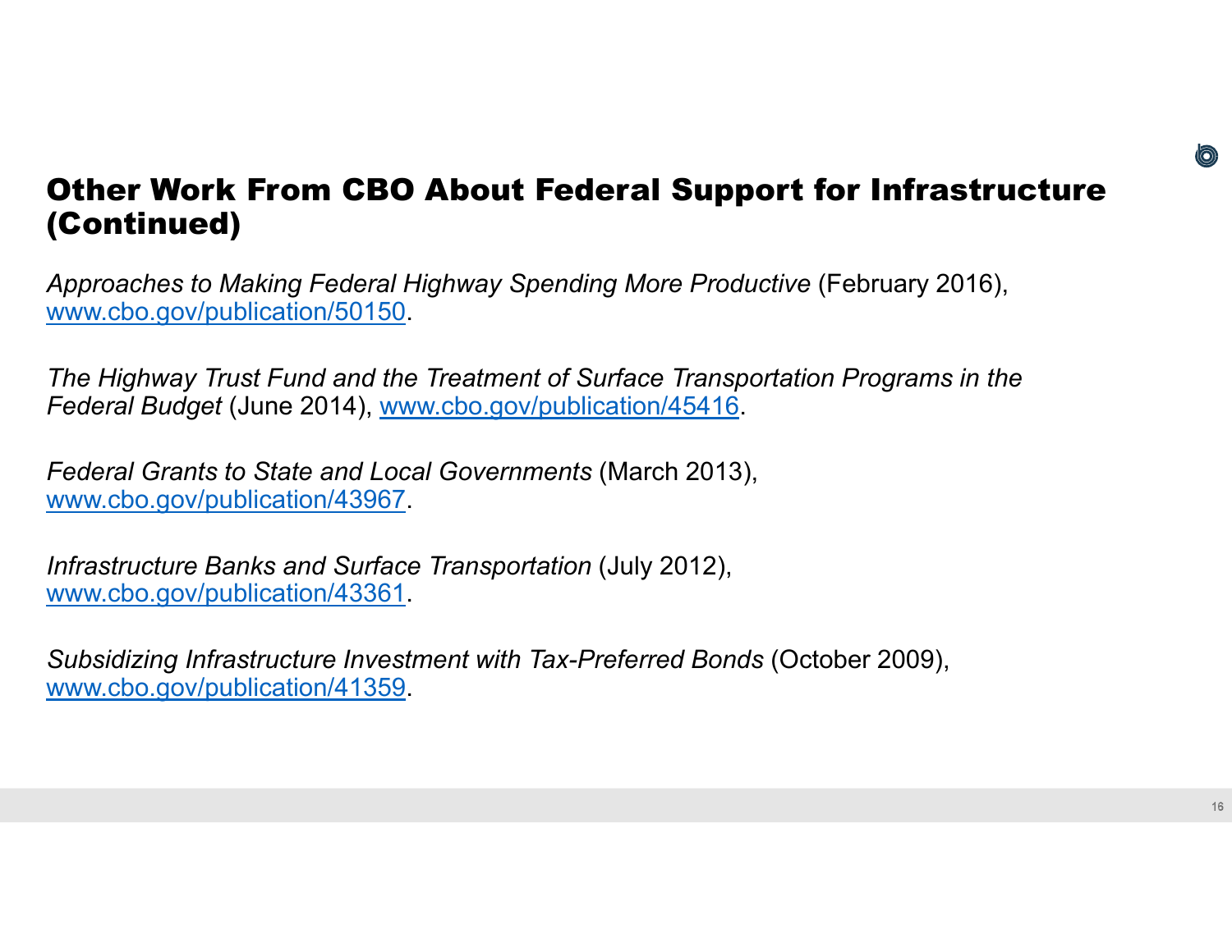# Other Work From CBO About Federal Support for Infrastructure (Continued)

*Approaches to Making Federal Highway Spending More Productive* (February 2016), www.cbo.gov/publication/50150.

*The Highway Trust Fund and the Treatment of Surface Transportation Programs in the Federal Budget* (June 2014), www.cbo.gov/publication/45416.

*Federal Grants to State and Local Governments* (March 2013), www.cbo.gov/publication/43967.

*Infrastructure Banks and Surface Transportation* (July 2012), www.cbo.gov/publication/43361.

*Subsidizing Infrastructure Investment with Tax-Preferred Bonds* (October 2009), www.cbo.gov/publication/41359.